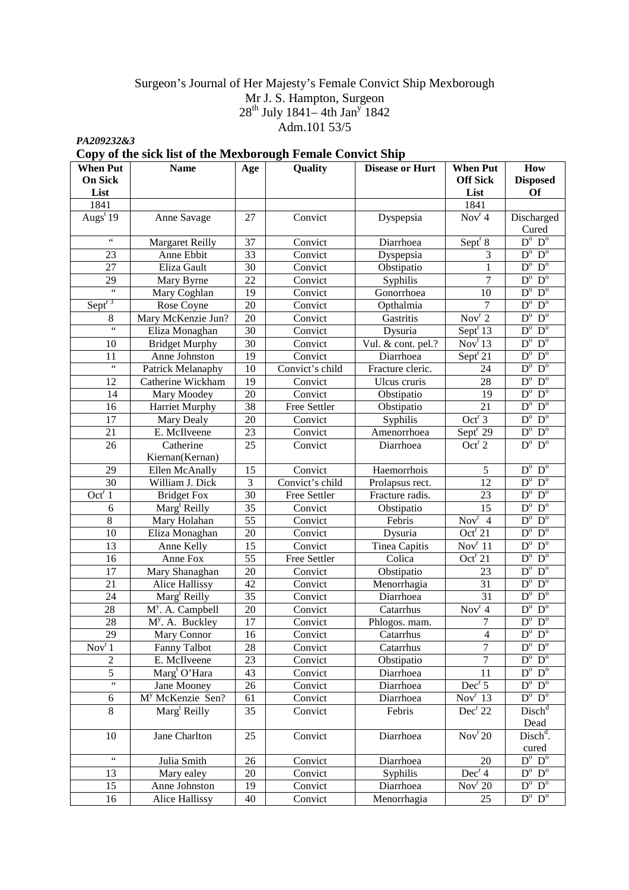Surgeon's Journal of Her Majesty's Female Convict Ship Mexborough
Mr J. S. Hampton, Surgeon
28th July 1841– 4th Jany 1842
Adm.101 53/5

***PA209232&3***

**Copy of the sick list of the Mexborough Female Convict Ship**

| When Put On Sick List | Name | Age | Quality | Disease or Hurt | When Put Off Sick List | How Disposed Of |
|---|---|---|---|---|---|---|
| 1841 | | | | | 1841 | |
| Augst 19 | Anne Savage | 27 | Convict | Dyspepsia | Novr 4 | Discharged Cured |
| " | Margaret Reilly | 37 | Convict | Diarrhoea | Septr 8 | Do Do |
| 23 | Anne Ebbit | 33 | Convict | Dyspepsia | 3 | Do Do |
| 27 | Eliza Gault | 30 | Convict | Obstipatio | 1 | Do Do |
| 29 | Mary Byrne | 22 | Convict | Syphilis | 7 | Do Do |
| " | Mary Coghlan | 19 | Convict | Gonorrhoea | 10 | Do Do |
| Septr 3 | Rose Coyne | 20 | Convict | Opthalmia | 7 | Do Do |
| 8 | Mary McKenzie Jun? | 20 | Convict | Gastritis | Novr 2 | Do Do |
| " | Eliza Monaghan | 30 | Convict | Dysuria | Septr 13 | Do Do |
| 10 | Bridget Murphy | 30 | Convict | Vul. & cont. pel.? | Novr 13 | Do Do |
| 11 | Anne Johnston | 19 | Convict | Diarrhoea | Septr 21 | Do Do |
| " | Patrick Melanaphy | 10 | Convict's child | Fracture cleric. | 24 | Do Do |
| 12 | Catherine Wickham | 19 | Convict | Ulcus cruris | 28 | Do Do |
| 14 | Mary Moodey | 20 | Convict | Obstipatio | 19 | Do Do |
| 16 | Harriet Murphy | 38 | Free Settler | Obstipatio | 21 | Do Do |
| 17 | Mary Dealy | 20 | Convict | Syphilis | Octr 3 | Do Do |
| 21 | E. McIlveene | 23 | Convict | Amenorrhoea | Septr 29 | Do Do |
| 26 | Catherine Kiernan(Kernan) | 25 | Convict | Diarrhoea | Octr 2 | Do Do |
| 29 | Ellen McAnally | 15 | Convict | Haemorrhois | 5 | Do Do |
| 30 | William J. Dick | 3 | Convict's child | Prolapsus rect. | 12 | Do Do |
| Octr 1 | Bridget Fox | 30 | Free Settler | Fracture radis. | 23 | Do Do |
| 6 | Margt Reilly | 35 | Convict | Obstipatio | 15 | Do Do |
| 8 | Mary Holahan | 55 | Convict | Febris | Novr 4 | Do Do |
| 10 | Eliza Monaghan | 20 | Convict | Dysuria | Octr 21 | Do Do |
| 13 | Anne Kelly | 15 | Convict | Tinea Capitis | Novr 11 | Do Do |
| 16 | Anne Fox | 55 | Free Settler | Colica | Octr 21 | Do Do |
| 17 | Mary Shanaghan | 20 | Convict | Obstipatio | 23 | Do Do |
| 21 | Alice Hallissy | 42 | Convict | Menorrhagia | 31 | Do Do |
| 24 | Margt Reilly | 35 | Convict | Diarrhoea | 31 | Do Do |
| 28 | My. A. Campbell | 20 | Convict | Catarrhus | Novr 4 | Do Do |
| 28 | My. A. Buckley | 17 | Convict | Phlogos. mam. | 7 | Do Do |
| 29 | Mary Connor | 16 | Convict | Catarrhus | 4 | Do Do |
| Novr 1 | Fanny Talbot | 28 | Convict | Catarrhus | 7 | Do Do |
| 2 | E. McIlveene | 23 | Convict | Obstipatio | 7 | Do Do |
| 5 | Margt O'Hara | 43 | Convict | Diarrhoea | 11 | Do Do |
| " | Jane Mooney | 26 | Convict | Diarrhoea | Decr 5 | Do Do |
| 6 | My McKenzie Sen? | 61 | Convict | Diarrhoea | Novr 13 | Do Do |
| 8 | Margt Reilly | 35 | Convict | Febris | Decr 22 | Dischd Dead |
| 10 | Jane Charlton | 25 | Convict | Diarrhoea | Novr 20 | Dischd. cured |
| " | Julia Smith | 26 | Convict | Diarrhoea | 20 | Do Do |
| 13 | Mary ealey | 20 | Convict | Syphilis | Decr 4 | Do Do |
| 15 | Anne Johnston | 19 | Convict | Diarrhoea | Novr 20 | Do Do |
| 16 | Alice Hallissy | 40 | Convict | Menorrhagia | 25 | Do Do |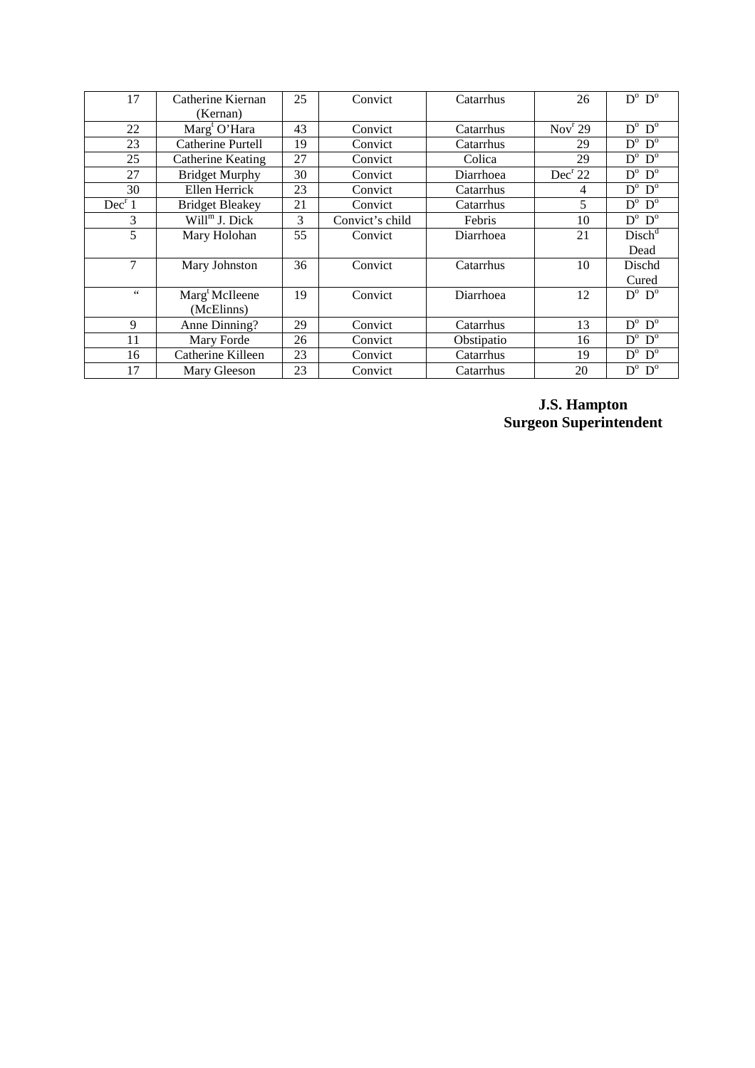| | | | | | | |
|---|---|---|---|---|---|---|
| 17 | Catherine Kiernan (Kernan) | 25 | Convict | Catarrhus | 26 | D^o D^o |
| 22 | Marg^t O'Hara | 43 | Convict | Catarrhus | Nov^r 29 | D^o D^o |
| 23 | Catherine Purtell | 19 | Convict | Catarrhus | 29 | D^o D^o |
| 25 | Catherine Keating | 27 | Convict | Colica | 29 | D^o D^o |
| 27 | Bridget Murphy | 30 | Convict | Diarrhoea | Dec^r 22 | D^o D^o |
| 30 | Ellen Herrick | 23 | Convict | Catarrhus | 4 | D^o D^o |
| Dec^r 1 | Bridget Bleakey | 21 | Convict | Catarrhus | 5 | D^o D^o |
| 3 | Will^m J. Dick | 3 | Convict's child | Febris | 10 | D^o D^o |
| 5 | Mary Holohan | 55 | Convict | Diarrhoea | 21 | Disch^d Dead |
| 7 | Mary Johnston | 36 | Convict | Catarrhus | 10 | Dischd Cured |
| " | Marg^t McIleene (McElinns) | 19 | Convict | Diarrhoea | 12 | D^o D^o |
| 9 | Anne Dinning? | 29 | Convict | Catarrhus | 13 | D^o D^o |
| 11 | Mary Forde | 26 | Convict | Obstipatio | 16 | D^o D^o |
| 16 | Catherine Killeen | 23 | Convict | Catarrhus | 19 | D^o D^o |
| 17 | Mary Gleeson | 23 | Convict | Catarrhus | 20 | D^o D^o |

**J.S. Hampton**
**Surgeon Superintendent**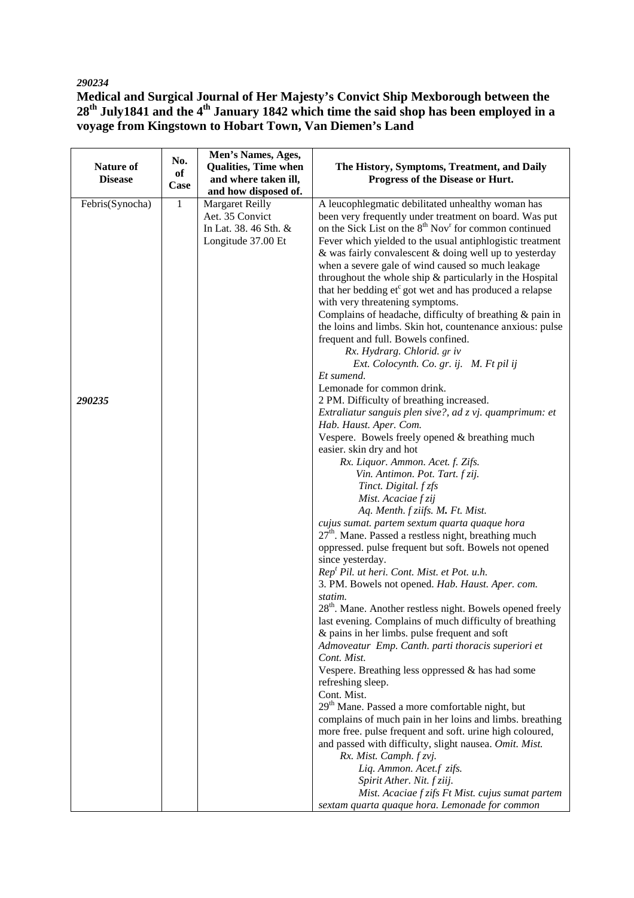*290234*

**Medical and Surgical Journal of Her Majesty's Convict Ship Mexborough between the 28th July1841 and the 4th January 1842 which time the said shop has been employed in a voyage from Kingstown to Hobart Town, Van Diemen's Land**

| Nature of Disease | No. of Case | Men's Names, Ages, Qualities, Time when and where taken ill, and how disposed of. | The History, Symptoms, Treatment, and Daily Progress of the Disease or Hurt. |
|---|---|---|---|
| Febris(Synocha) | 1 | Margaret Reilly<br>Aet. 35 Convict<br>In Lat. 38. 46 Sth. &<br>Longitude 37.00 Et | A leucophlegmatic debilitated unhealthy woman has been very frequently under treatment on board. Was put on the Sick List on the 8th Nov[r] for common continued Fever which yielded to the usual antiphlogistic treatment & was fairly convalescent & doing well up to yesterday when a severe gale of wind caused so much leakage throughout the whole ship & particularly in the Hospital that her bedding et[c] got wet and has produced a relapse with very threatening symptoms.<br>Complains of headache, difficulty of breathing & pain in the loins and limbs. Skin hot, countenance anxious: pulse frequent and full. Bowels confined.<br>*Rx. Hydrarg. Chlorid. gr iv*<br>*Ext. Colocynth. Co. gr. ij. M. Ft pil ij*<br>*Et sumend.*<br>Lemonade for common drink. |
| *290235* | | | 2 PM. Difficulty of breathing increased.<br>*Extraliatur sanguis plen sive?, ad z vj. quamprimum: et Hab. Haust. Aper. Com.*<br>Vespere. Bowels freely opened & breathing much easier. skin dry and hot<br>*Rx. Liquor. Ammon. Acet. f. Zifs.*<br>*Vin. Antimon. Pot. Tart. f zij.*<br>*Tinct. Digital. f zfs*<br>*Mist. Acaciae f zij*<br>*Aq. Menth. f ziifs. M. Ft. Mist.*<br>*cujus sumat. partem sextum quarta quaque hora*<br>27th. Mane. Passed a restless night, breathing much oppressed. pulse frequent but soft. Bowels not opened since yesterday.<br>*Rep[t] Pil. ut heri. Cont. Mist. et Pot. u.h.*<br>3. PM. Bowels not opened. *Hab. Haust. Aper. com. statim.*<br>28th. Mane. Another restless night. Bowels opened freely last evening. Complains of much difficulty of breathing & pains in her limbs. pulse frequent and soft<br>*Admoveatur Emp. Canth. parti thoracis superiori et Cont. Mist.*<br>Vespere. Breathing less oppressed & has had some refreshing sleep.<br>Cont. Mist.<br>29th Mane. Passed a more comfortable night, but complains of much pain in her loins and limbs. breathing more free. pulse frequent and soft. urine high coloured, and passed with difficulty, slight nausea. *Omit. Mist.*<br>*Rx. Mist. Camph. f zvj.*<br>*Liq. Ammon. Acet.f zifs.*<br>*Spirit Ather. Nit. f ziij.*<br>*Mist. Acaciae f zifs Ft Mist. cujus sumat partem sextam quarta quaque hora.* Lemonade for common |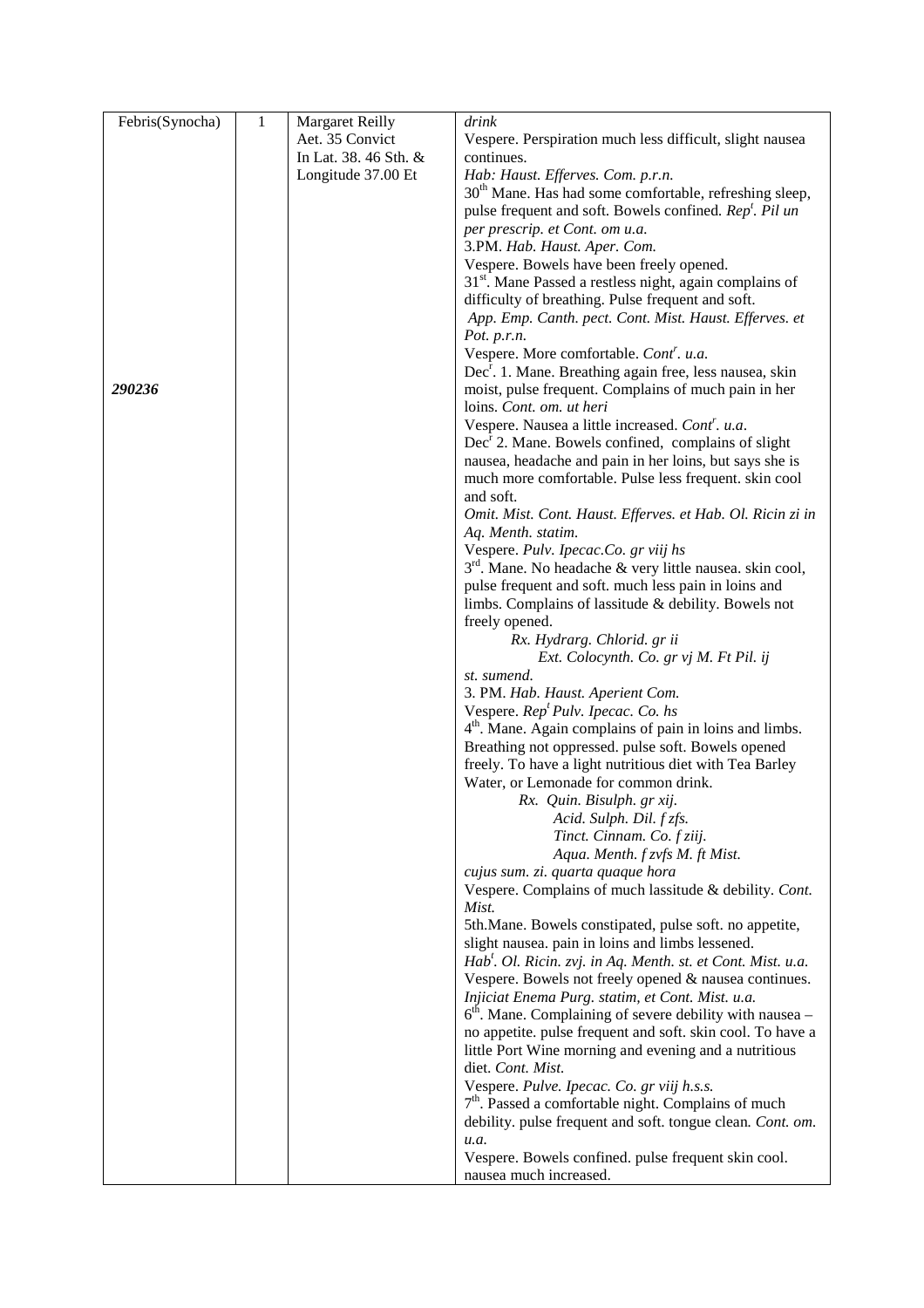| Febris(Synocha) | 1 | Margaret Reilly<br>Aet. 35 Convict<br>In Lat. 38. 46 Sth. &<br>Longitude 37.00 Et | *drink*<br>Vespere. Perspiration much less difficult, slight nausea continues.<br>*Hab: Haust. Efferves. Com. p.r.n.*<br>30th Mane. Has had some comfortable, refreshing sleep, pulse frequent and soft. Bowels confined. *Rep$^{t}$. Pil un per prescrip. et Cont. om u.a.*<br>3.PM. *Hab. Haust. Aper. Com.*<br>Vespere. Bowels have been freely opened.<br>31st. Mane Passed a restless night, again complains of difficulty of breathing. Pulse frequent and soft.<br>*App. Emp. Canth. pect. Cont. Mist. Haust. Efferves. et Pot. p.r.n.*<br>Vespere. More comfortable. *Cont$^{r}$. u.a.*<br>Dec$^{r}$. 1. Mane. Breathing again free, less nausea, skin moist, pulse frequent. Complains of much pain in her loins. *Cont. om. ut heri*<br>Vespere. Nausea a little increased. *Cont$^{r}$. u.a.*<br>Dec$^{r}$ 2. Mane. Bowels confined, complains of slight nausea, headache and pain in her loins, but says she is much more comfortable. Pulse less frequent. skin cool and soft.<br>*Omit. Mist. Cont. Haust. Efferves. et Hab. Ol. Ricin zi in Aq. Menth. statim.*<br>Vespere. *Pulv. Ipecac.Co. gr viij hs*<br>3rd. Mane. No headache & very little nausea. skin cool, pulse frequent and soft. much less pain in loins and limbs. Complains of lassitude & debility. Bowels not freely opened.<br>*Rx. Hydrarg. Chlorid. gr ii*<br>*Ext. Colocynth. Co. gr vj M. Ft Pil. ij*<br>*st. sumend.*<br>3. PM. *Hab. Haust. Aperient Com.*<br>Vespere. *Rep$^{t}$ Pulv. Ipecac. Co. hs*<br>4th. Mane. Again complains of pain in loins and limbs. Breathing not oppressed. pulse soft. Bowels opened freely. To have a light nutritious diet with Tea Barley Water, or Lemonade for common drink.<br>*Rx. Quin. Bisulph. gr xij.*<br>*Acid. Sulph. Dil. f zfs.*<br>*Tinct. Cinnam. Co. f ziij.*<br>*Aqua. Menth. f zvfs M. ft Mist.*<br>*cujus sum. zi. quarta quaque hora*<br>Vespere. Complains of much lassitude & debility. *Cont. Mist.*<br>5th.Mane. Bowels constipated, pulse soft. no appetite, slight nausea. pain in loins and limbs lessened.<br>*Hab$^{t}$. Ol. Ricin. zvj. in Aq. Menth. st. et Cont. Mist. u.a.*<br>Vespere. Bowels not freely opened & nausea continues.<br>*Injiciat Enema Purg. statim, et Cont. Mist. u.a.*<br>6th. Mane. Complaining of severe debility with nausea – no appetite. pulse frequent and soft. skin cool. To have a little Port Wine morning and evening and a nutritious diet. *Cont. Mist.*<br>Vespere. *Pulve. Ipecac. Co. gr viij h.s.s.*<br>7th. Passed a comfortable night. Complains of much debility. pulse frequent and soft. tongue clean. *Cont. om. u.a.*<br>Vespere. Bowels confined. pulse frequent skin cool. nausea much increased. |
|---|---|---|---|
| ***290236*** | | | |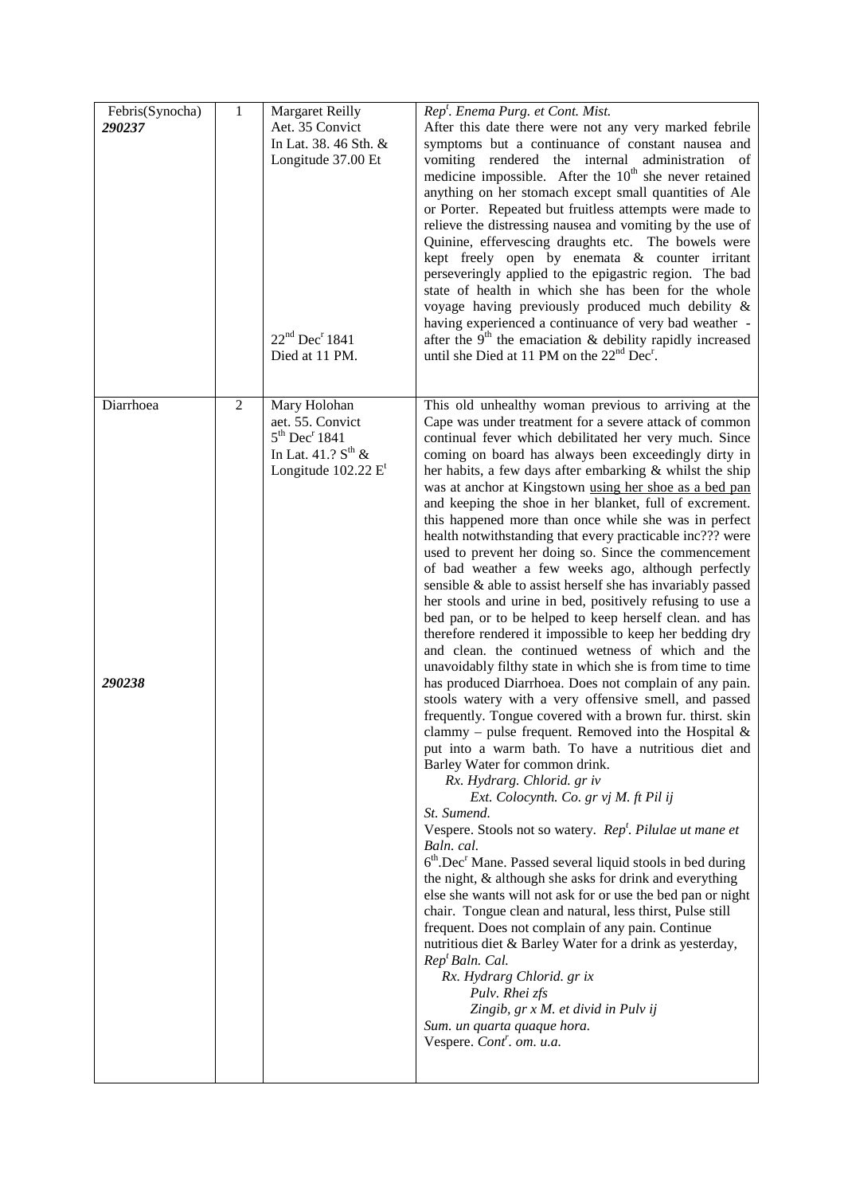| | | | |
|---|---|---|---|
| Febris(Synocha)<br>***290237*** | 1 | Margaret Reilly<br>Aet. 35 Convict<br>In Lat. 38. 46 Sth. &<br>Longitude 37.00 Et<br><br>$22^{nd}$ Dec$^{r}$ 1841<br>Died at 11 PM. | *Rep$^{t}$. Enema Purg. et Cont. Mist.*<br>After this date there were not any very marked febrile symptoms but a continuance of constant nausea and vomiting rendered the internal administration of medicine impossible. After the $10^{th}$ she never retained anything on her stomach except small quantities of Ale or Porter. Repeated but fruitless attempts were made to relieve the distressing nausea and vomiting by the use of Quinine, effervescing draughts etc. The bowels were kept freely open by enemata & counter irritant perseveringly applied to the epigastric region. The bad state of health in which she has been for the whole voyage having previously produced much debility & having experienced a continuance of very bad weather - after the $9^{th}$ the emaciation & debility rapidly increased until she Died at 11 PM on the $22^{nd}$ Dec$^{r}$. |
| Diarrhoea<br><br>***290238*** | 2 | Mary Holohan<br>aet. 55. Convict<br>$5^{th}$ Dec$^{r}$ 1841<br>In Lat. 41.? S$^{th}$ &<br>Longitude 102.22 E$^{t}$ | This old unhealthy woman previous to arriving at the Cape was under treatment for a severe attack of common continual fever which debilitated her very much. Since coming on board has always been exceedingly dirty in her habits, a few days after embarking & whilst the ship was at anchor at Kingstown <u>using her shoe as a bed pan</u> and keeping the shoe in her blanket, full of excrement. this happened more than once while she was in perfect health notwithstanding that every practicable inc??? were used to prevent her doing so. Since the commencement of bad weather a few weeks ago, although perfectly sensible & able to assist herself she has invariably passed her stools and urine in bed, positively refusing to use a bed pan, or to be helped to keep herself clean. and has therefore rendered it impossible to keep her bedding dry and clean. the continued wetness of which and the unavoidably filthy state in which she is from time to time has produced Diarrhoea. Does not complain of any pain. stools watery with a very offensive smell, and passed frequently. Tongue covered with a brown fur. thirst. skin clammy – pulse frequent. Removed into the Hospital & put into a warm bath. To have a nutritious diet and Barley Water for common drink.<br>*Rx. Hydrarg. Chlorid. gr iv*<br>*Ext. Colocynth. Co. gr vj M. ft Pil ij*<br>*St. Sumend.*<br>Vespere. Stools not so watery. *Rep$^{t}$. Pilulae ut mane et Baln. cal.*<br>$6^{th}$.Dec$^{r}$ Mane. Passed several liquid stools in bed during the night, & although she asks for drink and everything else she wants will not ask for or use the bed pan or night chair. Tongue clean and natural, less thirst, Pulse still frequent. Does not complain of any pain. Continue nutritious diet & Barley Water for a drink as yesterday,<br>*Rep$^{t}$ Baln. Cal.*<br>*Rx. Hydrarg Chlorid. gr ix*<br>*Pulv. Rhei zfs*<br>*Zingib, gr x M. et divid in Pulv ij*<br>*Sum. un quarta quaque hora.*<br>Vespere. *Cont$^{r}$. om. u.a.* |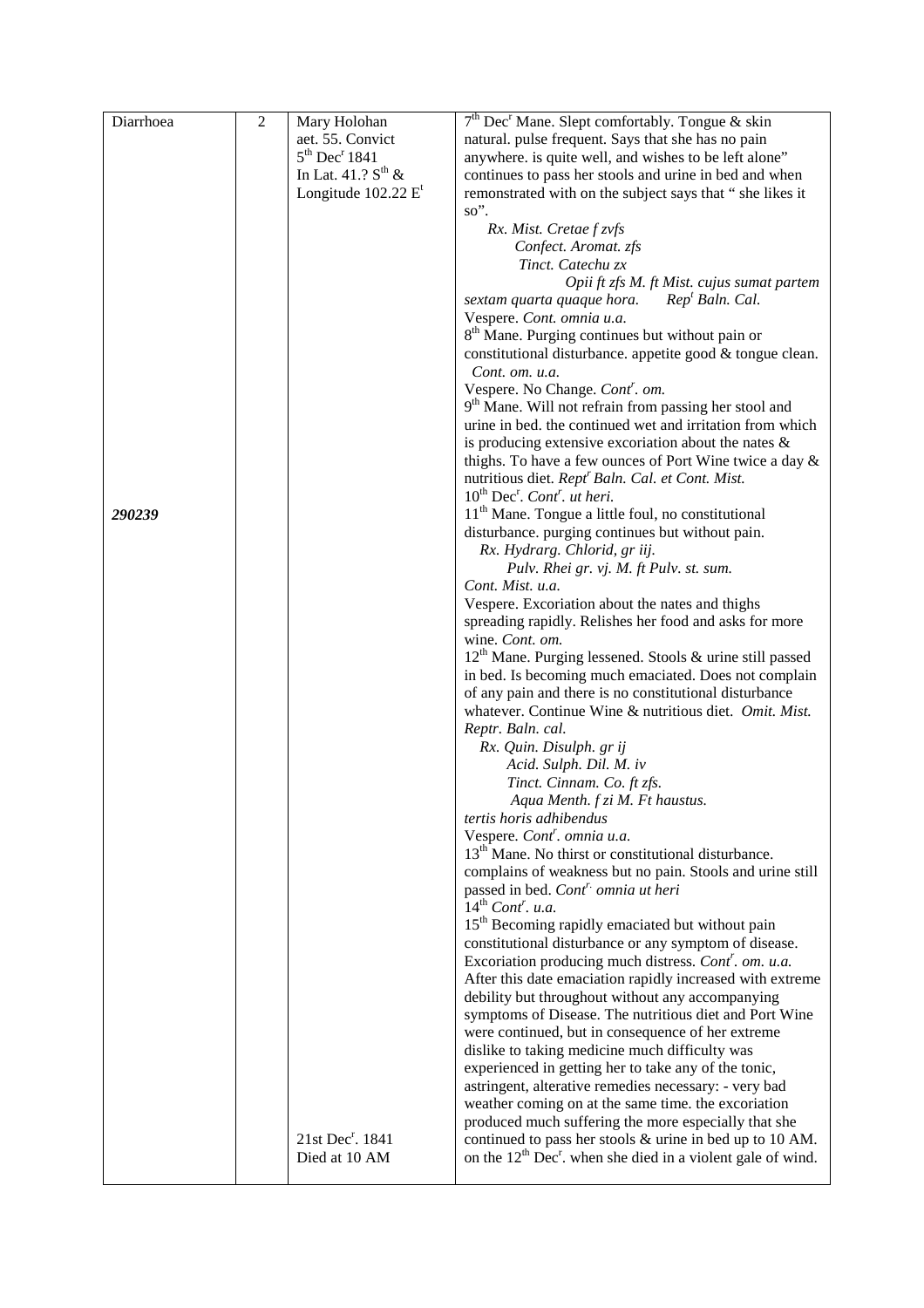| Diarrhoea | 2 | Mary Holohan aet. 55. Convict 5th Decr 1841 In Lat. 41.? Sth & Longitude 102.22 Et | 7th Decr Mane. Slept comfortably. Tongue & skin natural. pulse frequent. Says that she has no pain anywhere. is quite well, and wishes to be left alone" continues to pass her stools and urine in bed and when remonstrated with on the subject says that " she likes it so". *Rx. Mist. Cretae f zvfs Confect. Aromat. zfs Tinct. Catechu zx Opii ft zfs M. ft Mist. cujus sumat partem sextam quarta quaque hora. Rept Baln. Cal.* Vespere. *Cont. omnia u.a.* 8th Mane. Purging continues but without pain or constitutional disturbance. appetite good & tongue clean. *Cont. om. u.a.* Vespere. No Change. *Contr. om.* 9th Mane. Will not refrain from passing her stool and urine in bed. the continued wet and irritation from which is producing extensive excoriation about the nates & thighs. To have a few ounces of Port Wine twice a day & nutritious diet. *Reptr Baln. Cal. et Cont. Mist.* 10th Decr. *Contr. ut heri.* |
|---|---|---|---|
| ***290239*** | | | 11th Mane. Tongue a little foul, no constitutional disturbance. purging continues but without pain. *Rx. Hydrarg. Chlorid, gr iij. Pulv. Rhei gr. vj. M. ft Pulv. st. sum. Cont. Mist. u.a.* Vespere. Excoriation about the nates and thighs spreading rapidly. Relishes her food and asks for more wine. *Cont. om.* 12th Mane. Purging lessened. Stools & urine still passed in bed. Is becoming much emaciated. Does not complain of any pain and there is no constitutional disturbance whatever. Continue Wine & nutritious diet. *Omit. Mist. Reptr. Baln. cal. Rx. Quin. Disulph. gr ij Acid. Sulph. Dil. M. iv Tinct. Cinnam. Co. ft zfs. Aqua Menth. f zi M. Ft haustus. tertis horis adhibendus* Vespere. *Contr. omnia u.a.* 13th Mane. No thirst or constitutional disturbance. complains of weakness but no pain. Stools and urine still passed in bed. *Contr. omnia ut heri* 14th *Contr. u.a.* 15th Becoming rapidly emaciated but without pain constitutional disturbance or any symptom of disease. Excoriation producing much distress. *Contr. om. u.a.* After this date emaciation rapidly increased with extreme debility but throughout without any accompanying symptoms of Disease. The nutritious diet and Port Wine were continued, but in consequence of her extreme dislike to taking medicine much difficulty was experienced in getting her to take any of the tonic, astringent, alterative remedies necessary: - very bad weather coming on at the same time. the excoriation produced much suffering the more especially that she |
| | | 21st Decr. 1841 Died at 10 AM | continued to pass her stools & urine in bed up to 10 AM. on the 12th Decr. when she died in a violent gale of wind. |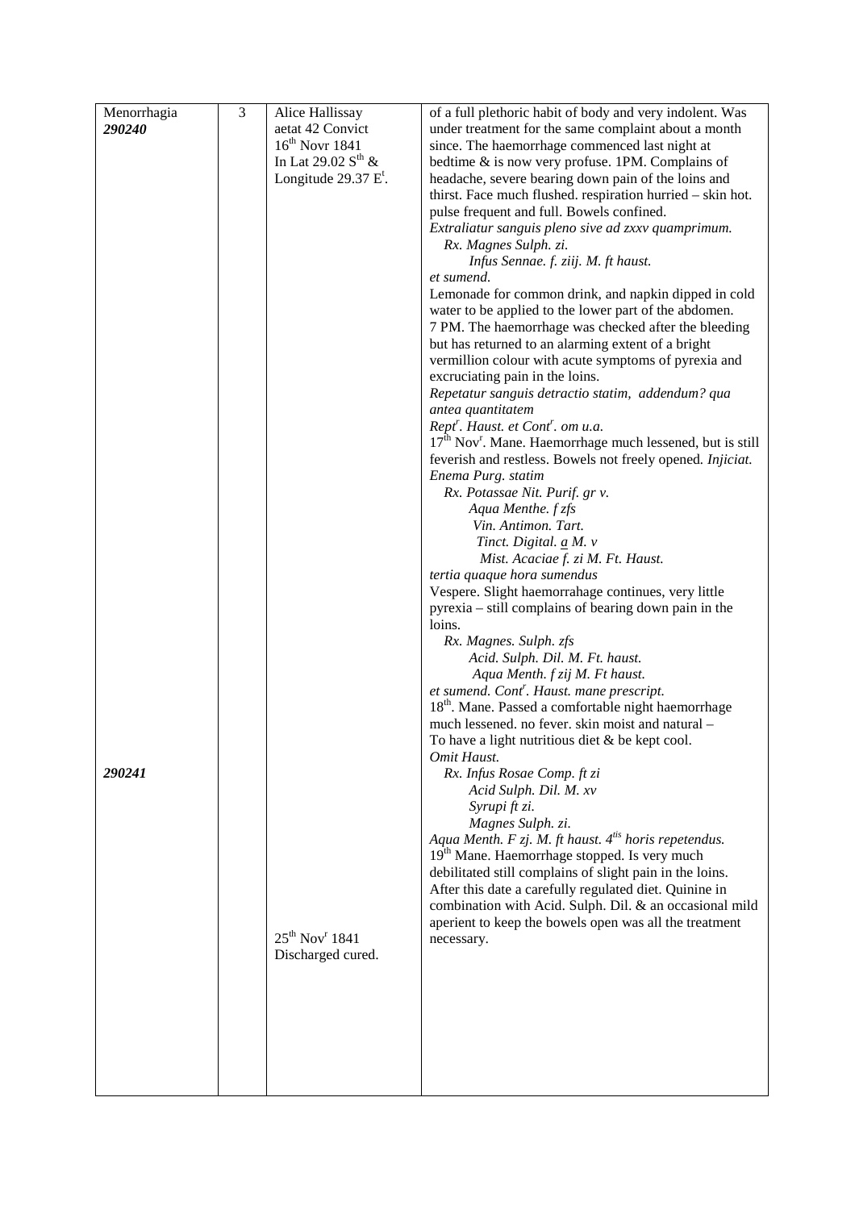| | | | |
|---|---|---|---|
| Menorrhagia<br>***290240***<br><br><br><br><br><br><br><br><br><br><br><br><br><br><br><br><br><br><br><br><br><br><br><br><br><br><br><br><br><br><br><br><br><br><br><br><br><br>***290241*** | 3 | Alice Hallissay<br>aetat 42 Convict<br>16th Novr 1841<br>In Lat 29.02 Sth &<br>Longitude 29.37 Et.<br><br><br><br><br><br><br><br><br><br><br><br><br><br><br><br><br><br><br><br><br><br><br><br><br><br><br><br><br><br><br><br><br><br><br><br><br><br><br><br><br><br><br><br>25th Novr 1841<br>Discharged cured. | of a full plethoric habit of body and very indolent. Was under treatment for the same complaint about a month since. The haemorrhage commenced last night at bedtime & is now very profuse. 1PM. Complains of headache, severe bearing down pain of the loins and thirst. Face much flushed. respiration hurried – skin hot. pulse frequent and full. Bowels confined.<br>*Extraliatur sanguis pleno sive ad zxxv quamprimum.*<br>*Rx. Magnes Sulph. zi.*<br>*Infus Sennae. f. ziij. M. ft haust.*<br>*et sumend.*<br>Lemonade for common drink, and napkin dipped in cold water to be applied to the lower part of the abdomen.<br>7 PM. The haemorrhage was checked after the bleeding but has returned to an alarming extent of a bright vermillion colour with acute symptoms of pyrexia and excruciating pain in the loins.<br>*Repetatur sanguis detractio statim, addendum? qua antea quantitatem*<br>*Reptr. Haust. et Contr. om u.a.*<br>17th Novr. Mane. Haemorrhage much lessened, but is still feverish and restless. Bowels not freely opened. *Injiciat. Enema Purg. statim*<br>*Rx. Potassae Nit. Purif. gr v.*<br>*Aqua Menthe. f zfs*<br>*Vin. Antimon. Tart.*<br>*Tinct. Digital. a M. v*<br>*Mist. Acaciae f. zi M. Ft. Haust.*<br>*tertia quaque hora sumendus*<br>Vespere. Slight haemorrahage continues, very little pyrexia – still complains of bearing down pain in the loins.<br>*Rx. Magnes. Sulph. zfs*<br>*Acid. Sulph. Dil. M. Ft. haust.*<br>*Aqua Menth. f zij M. Ft haust.*<br>*et sumend. Contr. Haust. mane prescript.*<br>18th. Mane. Passed a comfortable night haemorrhage much lessened. no fever. skin moist and natural – To have a light nutritious diet & be kept cool.<br>*Omit Haust.*<br>*Rx. Infus Rosae Comp. ft zi*<br>*Acid Sulph. Dil. M. xv*<br>*Syrupi ft zi.*<br>*Magnes Sulph. zi.*<br>*Aqua Menth. F zj. M. ft haust. 4tis horis repetendus.*<br>19th Mane. Haemorrhage stopped. Is very much debilitated still complains of slight pain in the loins. After this date a carefully regulated diet. Quinine in combination with Acid. Sulph. Dil. & an occasional mild aperient to keep the bowels open was all the treatment necessary. |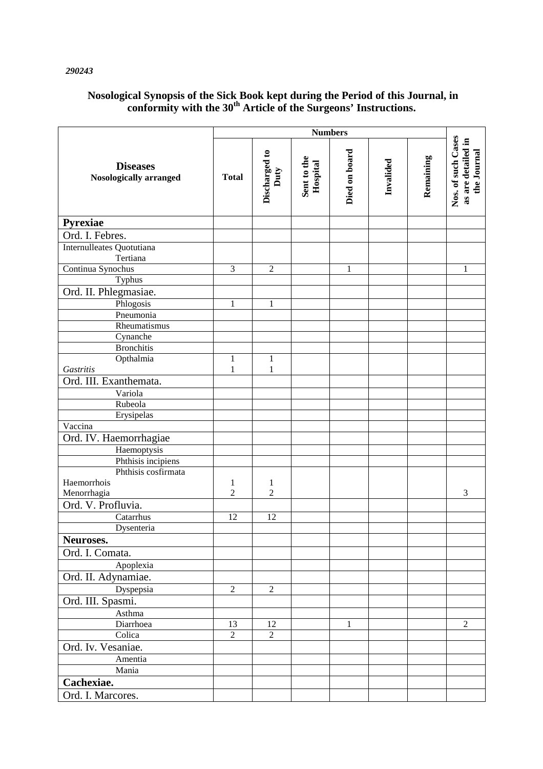*290243*

## Nosological Synopsis of the Sick Book kept during the Period of this Journal, in conformity with the 30th Article of the Surgeons' Instructions.

| Diseases Nosologically arranged | Numbers | | | | | | Nos. of such Cases as are detailed in the Journal |
|---|---|---|---|---|---|---|---|
| | Total | Discharged to Duty | Sent to the Hospital | Died on board | Invalided | Remaining | |
| **Pyrexiae** | | | | | | | |
| Ord. I. Febres. | | | | | | | |
| Internulleates Quotutiana Tertiana | | | | | | | |
| Continua Synochus | 3 | 2 | | 1 | | | 1 |
| Typhus | | | | | | | |
| Ord. II. Phlegmasiae. | | | | | | | |
| Phlogosis | 1 | 1 | | | | | |
| Pneumonia | | | | | | | |
| Rheumatismus | | | | | | | |
| Cynanche | | | | | | | |
| Bronchitis | | | | | | | |
| Opthalmia | 1 | 1 | | | | | |
| *Gastritis* | 1 | 1 | | | | | |
| Ord. III. Exanthemata. | | | | | | | |
| Variola | | | | | | | |
| Rubeola | | | | | | | |
| Erysipelas | | | | | | | |
| Vaccina | | | | | | | |
| Ord. IV. Haemorrhagiae | | | | | | | |
| Haemoptysis | | | | | | | |
| Phthisis incipiens | | | | | | | |
| Phthisis cosfirmata | | | | | | | |
| Haemorrhois | 1 | 1 | | | | | |
| Menorrhagia | 2 | 2 | | | | | 3 |
| Ord. V. Profluvia. | | | | | | | |
| Catarrhus | 12 | 12 | | | | | |
| Dysenteria | | | | | | | |
| **Neuroses.** | | | | | | | |
| Ord. I. Comata. | | | | | | | |
| Apoplexia | | | | | | | |
| Ord. II. Adynamiae. | | | | | | | |
| Dyspepsia | 2 | 2 | | | | | |
| Ord. III. Spasmi. | | | | | | | |
| Asthma | | | | | | | |
| Diarrhoea | 13 | 12 | | 1 | | | 2 |
| Colica | 2 | 2 | | | | | |
| Ord. Iv. Vesaniae. | | | | | | | |
| Amentia | | | | | | | |
| Mania | | | | | | | |
| **Cachexiae.** | | | | | | | |
| Ord. I. Marcores. | | | | | | | |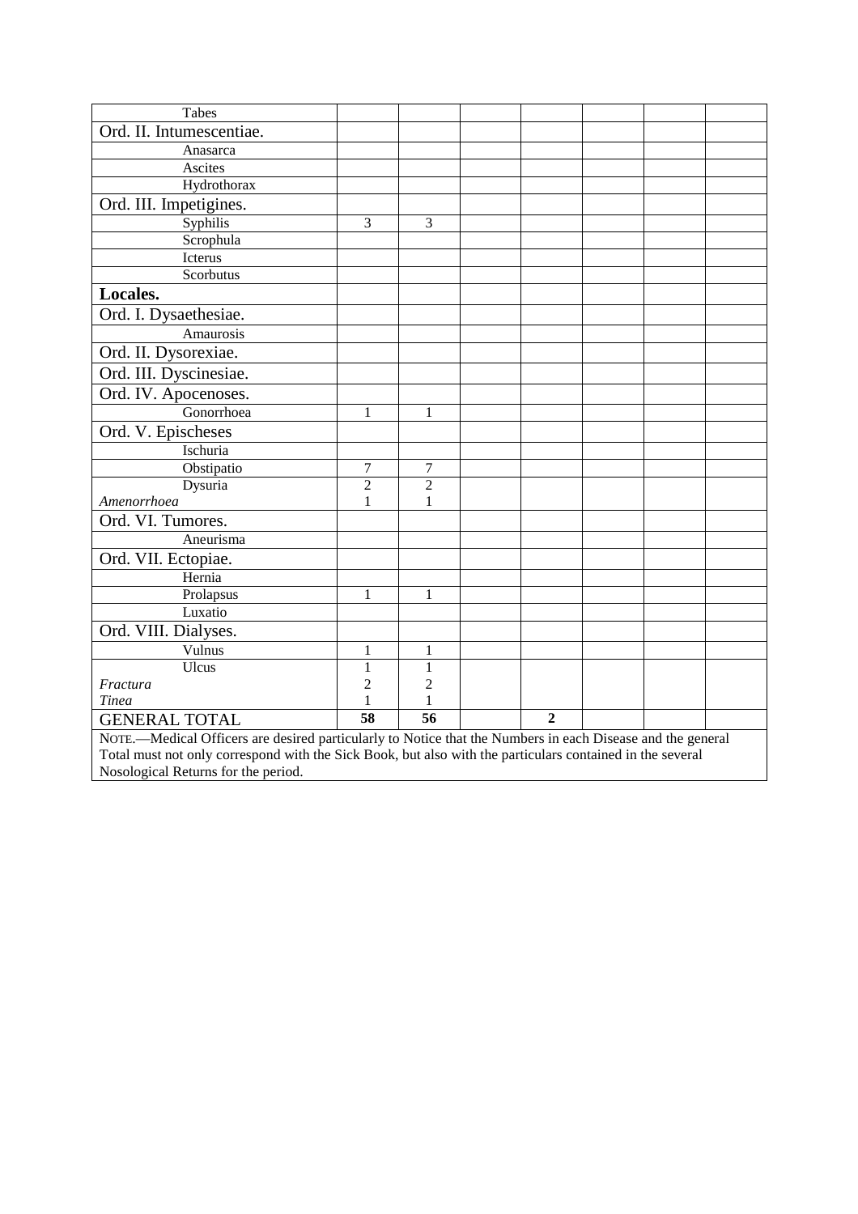| | | | | | | | |
|---|---|---|---|---|---|---|---|
| Tabes | | | | | | | |
| Ord. II. Intumescentiae. | | | | | | | |
| Anasarca | | | | | | | |
| Ascites | | | | | | | |
| Hydrothorax | | | | | | | |
| Ord. III. Impetigines. | | | | | | | |
| Syphilis | 3 | 3 | | | | | |
| Scrophula | | | | | | | |
| Icterus | | | | | | | |
| Scorbutus | | | | | | | |
| **Locales.** | | | | | | | |
| Ord. I. Dysaethesiae. | | | | | | | |
| Amaurosis | | | | | | | |
| Ord. II. Dysorexiae. | | | | | | | |
| Ord. III. Dyscinesiae. | | | | | | | |
| Ord. IV. Apocenoses. | | | | | | | |
| Gonorrhoea | 1 | 1 | | | | | |
| Ord. V. Epischeses | | | | | | | |
| Ischuria | | | | | | | |
| Obstipatio | 7 | 7 | | | | | |
| Dysuria | 2 | 2 | | | | | |
| *Amenorrhoea* | 1 | 1 | | | | | |
| Ord. VI. Tumores. | | | | | | | |
| Aneurisma | | | | | | | |
| Ord. VII. Ectopiae. | | | | | | | |
| Hernia | | | | | | | |
| Prolapsus | 1 | 1 | | | | | |
| Luxatio | | | | | | | |
| Ord. VIII. Dialyses. | | | | | | | |
| Vulnus | 1 | 1 | | | | | |
| Ulcus | 1 | 1 | | | | | |
| *Fractura* | 2 | 2 | | | | | |
| *Tinea* | 1 | 1 | | | | | |
| GENERAL TOTAL | **58** | **56** | | **2** | | | |

NOTE.—Medical Officers are desired particularly to Notice that the Numbers in each Disease and the general Total must not only correspond with the Sick Book, but also with the particulars contained in the several Nosological Returns for the period.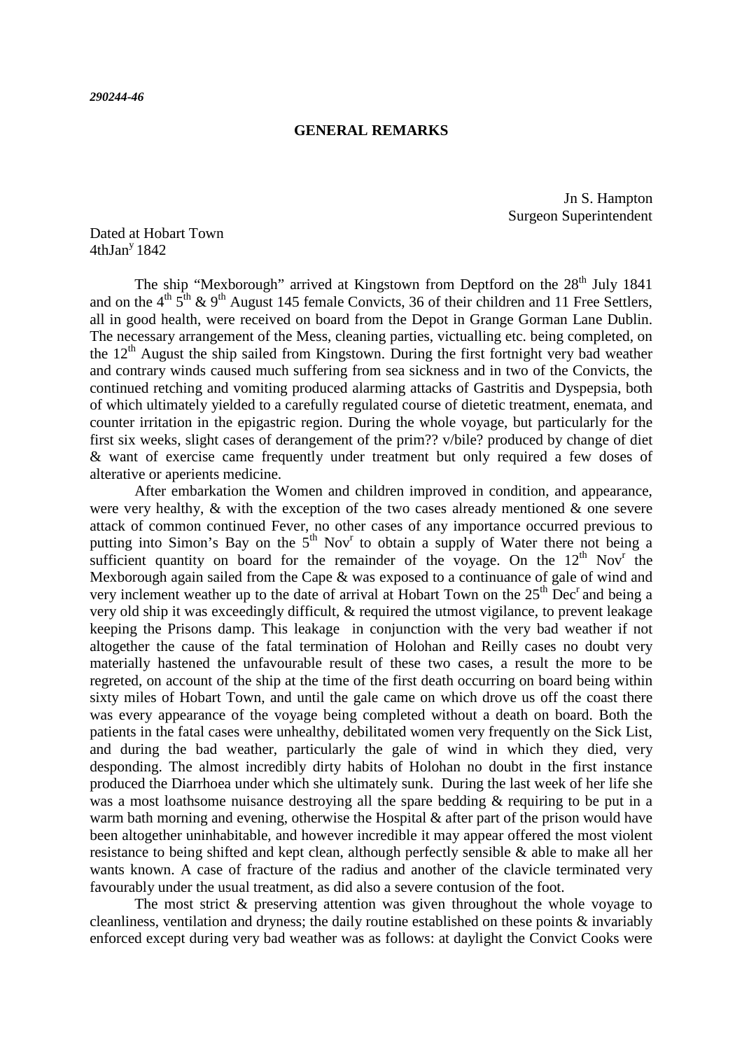*290244-46*

**GENERAL REMARKS**

Jn S. Hampton
Surgeon Superintendent

Dated at Hobart Town
4thJan$^{y}$ 1842

The ship "Mexborough" arrived at Kingstown from Deptford on the 28$^{th}$ July 1841 and on the 4$^{th}$ 5$^{th}$ & 9$^{th}$ August 145 female Convicts, 36 of their children and 11 Free Settlers, all in good health, were received on board from the Depot in Grange Gorman Lane Dublin. The necessary arrangement of the Mess, cleaning parties, victualling etc. being completed, on the 12$^{th}$ August the ship sailed from Kingstown. During the first fortnight very bad weather and contrary winds caused much suffering from sea sickness and in two of the Convicts, the continued retching and vomiting produced alarming attacks of Gastritis and Dyspepsia, both of which ultimately yielded to a carefully regulated course of dietetic treatment, enemata, and counter irritation in the epigastric region. During the whole voyage, but particularly for the first six weeks, slight cases of derangement of the prim?? v/bile? produced by change of diet & want of exercise came frequently under treatment but only required a few doses of alterative or aperients medicine.

After embarkation the Women and children improved in condition, and appearance, were very healthy, & with the exception of the two cases already mentioned & one severe attack of common continued Fever, no other cases of any importance occurred previous to putting into Simon's Bay on the 5$^{th}$ Nov$^{r}$ to obtain a supply of Water there not being a sufficient quantity on board for the remainder of the voyage. On the 12$^{th}$ Nov$^{r}$ the Mexborough again sailed from the Cape & was exposed to a continuance of gale of wind and very inclement weather up to the date of arrival at Hobart Town on the 25$^{th}$ Dec$^{r}$ and being a very old ship it was exceedingly difficult, & required the utmost vigilance, to prevent leakage keeping the Prisons damp. This leakage in conjunction with the very bad weather if not altogether the cause of the fatal termination of Holohan and Reilly cases no doubt very materially hastened the unfavourable result of these two cases, a result the more to be regreted, on account of the ship at the time of the first death occurring on board being within sixty miles of Hobart Town, and until the gale came on which drove us off the coast there was every appearance of the voyage being completed without a death on board. Both the patients in the fatal cases were unhealthy, debilitated women very frequently on the Sick List, and during the bad weather, particularly the gale of wind in which they died, very desponding. The almost incredibly dirty habits of Holohan no doubt in the first instance produced the Diarrhoea under which she ultimately sunk. During the last week of her life she was a most loathsome nuisance destroying all the spare bedding & requiring to be put in a warm bath morning and evening, otherwise the Hospital & after part of the prison would have been altogether uninhabitable, and however incredible it may appear offered the most violent resistance to being shifted and kept clean, although perfectly sensible & able to make all her wants known. A case of fracture of the radius and another of the clavicle terminated very favourably under the usual treatment, as did also a severe contusion of the foot.

The most strict & preserving attention was given throughout the whole voyage to cleanliness, ventilation and dryness; the daily routine established on these points & invariably enforced except during very bad weather was as follows: at daylight the Convict Cooks were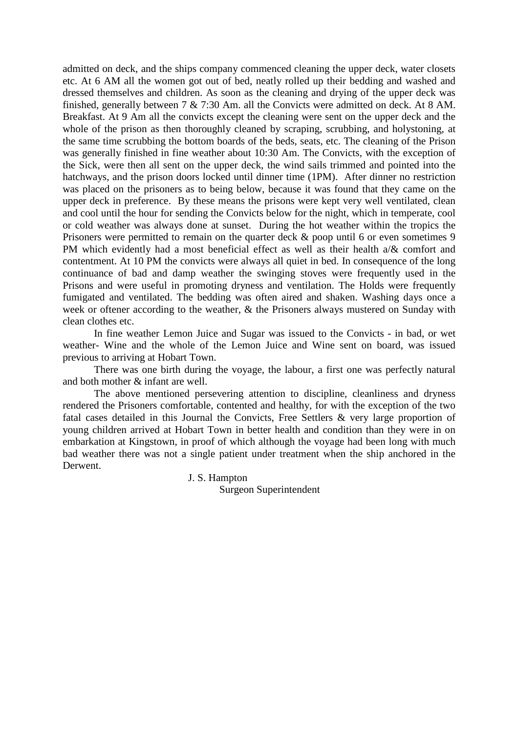admitted on deck, and the ships company commenced cleaning the upper deck, water closets etc. At 6 AM all the women got out of bed, neatly rolled up their bedding and washed and dressed themselves and children. As soon as the cleaning and drying of the upper deck was finished, generally between 7 & 7:30 Am. all the Convicts were admitted on deck. At 8 AM. Breakfast. At 9 Am all the convicts except the cleaning were sent on the upper deck and the whole of the prison as then thoroughly cleaned by scraping, scrubbing, and holystoning, at the same time scrubbing the bottom boards of the beds, seats, etc. The cleaning of the Prison was generally finished in fine weather about 10:30 Am. The Convicts, with the exception of the Sick, were then all sent on the upper deck, the wind sails trimmed and pointed into the hatchways, and the prison doors locked until dinner time (1PM). After dinner no restriction was placed on the prisoners as to being below, because it was found that they came on the upper deck in preference. By these means the prisons were kept very well ventilated, clean and cool until the hour for sending the Convicts below for the night, which in temperate, cool or cold weather was always done at sunset. During the hot weather within the tropics the Prisoners were permitted to remain on the quarter deck & poop until 6 or even sometimes 9 PM which evidently had a most beneficial effect as well as their health a/& comfort and contentment. At 10 PM the convicts were always all quiet in bed. In consequence of the long continuance of bad and damp weather the swinging stoves were frequently used in the Prisons and were useful in promoting dryness and ventilation. The Holds were frequently fumigated and ventilated. The bedding was often aired and shaken. Washing days once a week or oftener according to the weather, & the Prisoners always mustered on Sunday with clean clothes etc.

In fine weather Lemon Juice and Sugar was issued to the Convicts - in bad, or wet weather- Wine and the whole of the Lemon Juice and Wine sent on board, was issued previous to arriving at Hobart Town.

There was one birth during the voyage, the labour, a first one was perfectly natural and both mother & infant are well.

The above mentioned persevering attention to discipline, cleanliness and dryness rendered the Prisoners comfortable, contented and healthy, for with the exception of the two fatal cases detailed in this Journal the Convicts, Free Settlers & very large proportion of young children arrived at Hobart Town in better health and condition than they were in on embarkation at Kingstown, in proof of which although the voyage had been long with much bad weather there was not a single patient under treatment when the ship anchored in the Derwent.

J. S. Hampton
Surgeon Superintendent